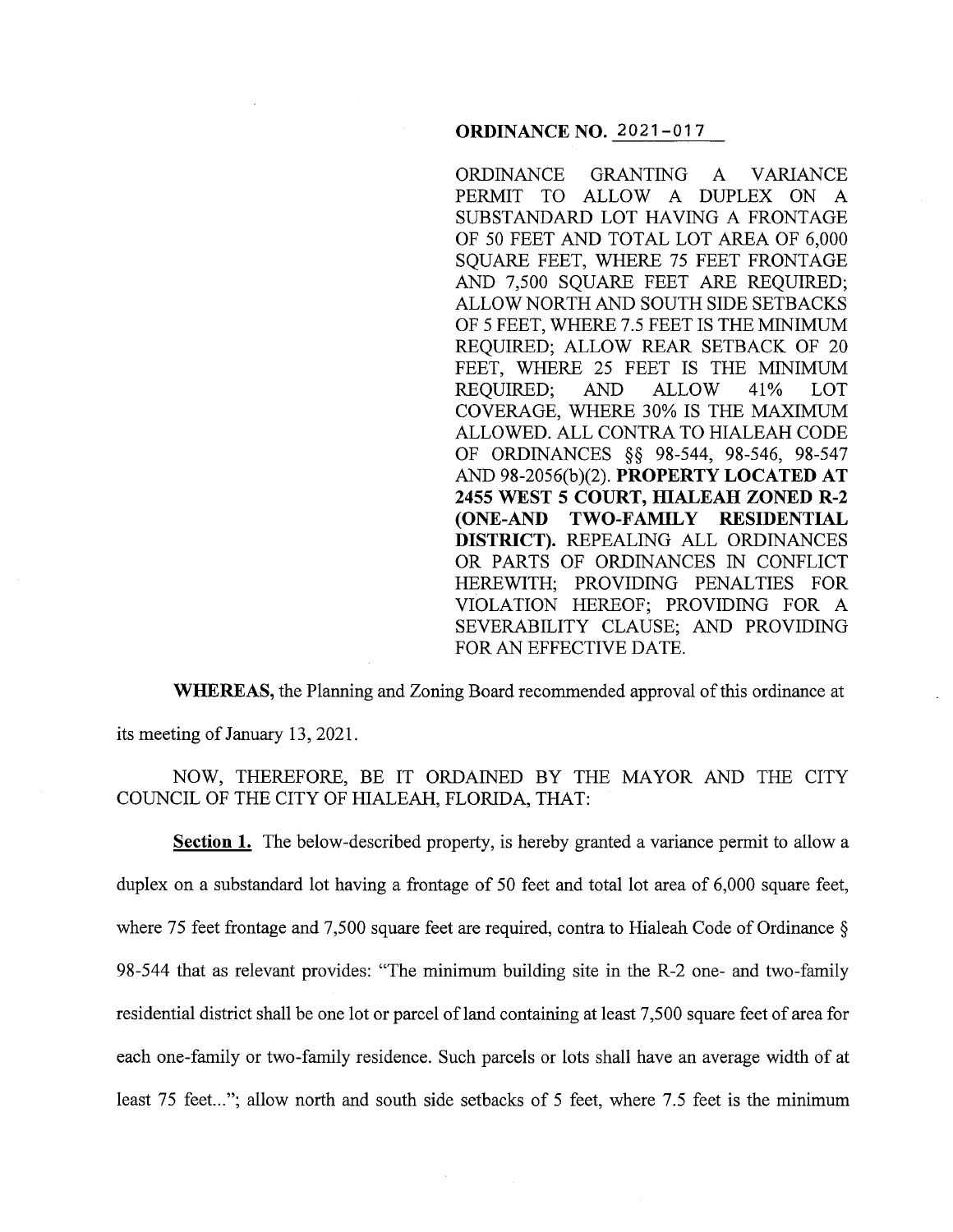**ORDINANCE NO. 2021-017**

ORDINANCE GRANTING A VARIANCE PERMIT TO ALLOW A DUPLEX ON A SUBSTANDARD LOT HAVING A FRONTAGE OF 50 FEET AND TOTAL LOT AREA OF 6,000 SQUARE FEET, WHERE 75 FEET FRONTAGE AND 7,500 SQUARE FEET ARE REQUIRED; ALLOW NORTH AND SOUTH SIDE SETBACKS OF 5 FEET, WHERE 7.5 FEET IS THE MINIMUM REQUIRED; ALLOW REAR SETBACK OF 20 FEET, WHERE 25 FEET IS THE MINIMUM REQUIRED; AND ALLOW 41% LOT COVERAGE, WHERE 30% IS THE MAXIMUM ALLOWED. ALL CONTRA TO HIALEAH CODE OF ORDINANCES §§ 98-544, 98-546, 98-547 AND 98-2056(b)(2). **PROPERTY LOCATED AT 2455 WEST 5 COURT, HIALEAH ZONED R-2 (ONE-AND TWO-FAMILY RESIDENTIAL DISTRICT).** REPEALING ALL ORDINANCES OR PARTS OF ORDINANCES IN CONFLICT HEREWITH; PROVIDING PENALTIES FOR VIOLATION HEREOF; PROVIDING FOR A SEVERABILITY CLAUSE; AND PROVIDING FOR AN EFFECTIVE DATE.

**WHEREAS,** the Planning and Zoning Board recommended approval of this ordinance at its meeting of January 13, 2021.

NOW, THEREFORE, BE IT ORDAINED BY THE MAYOR AND THE CITY COUNCIL OF THE CITY OF HIALEAH, FLORIDA, THAT:

**Section 1.** The below-described property, is hereby granted a variance permit to allow a duplex on a substandard lot having a frontage of 50 feet and total lot area of 6,000 square feet, where 75 feet frontage and 7,500 square feet are required, contra to Hialeah Code of Ordinance § 98-544 that as relevant provides: "The minimum building site in the R-2 one- and two-family residential district shall be one lot or parcel of land containing at least 7,500 square feet of area for each one-family or two-family residence. Such parcels or lots shall have an average width of at least 75 feet..."; allow north and south side setbacks of 5 feet, where 7.5 feet is the minimum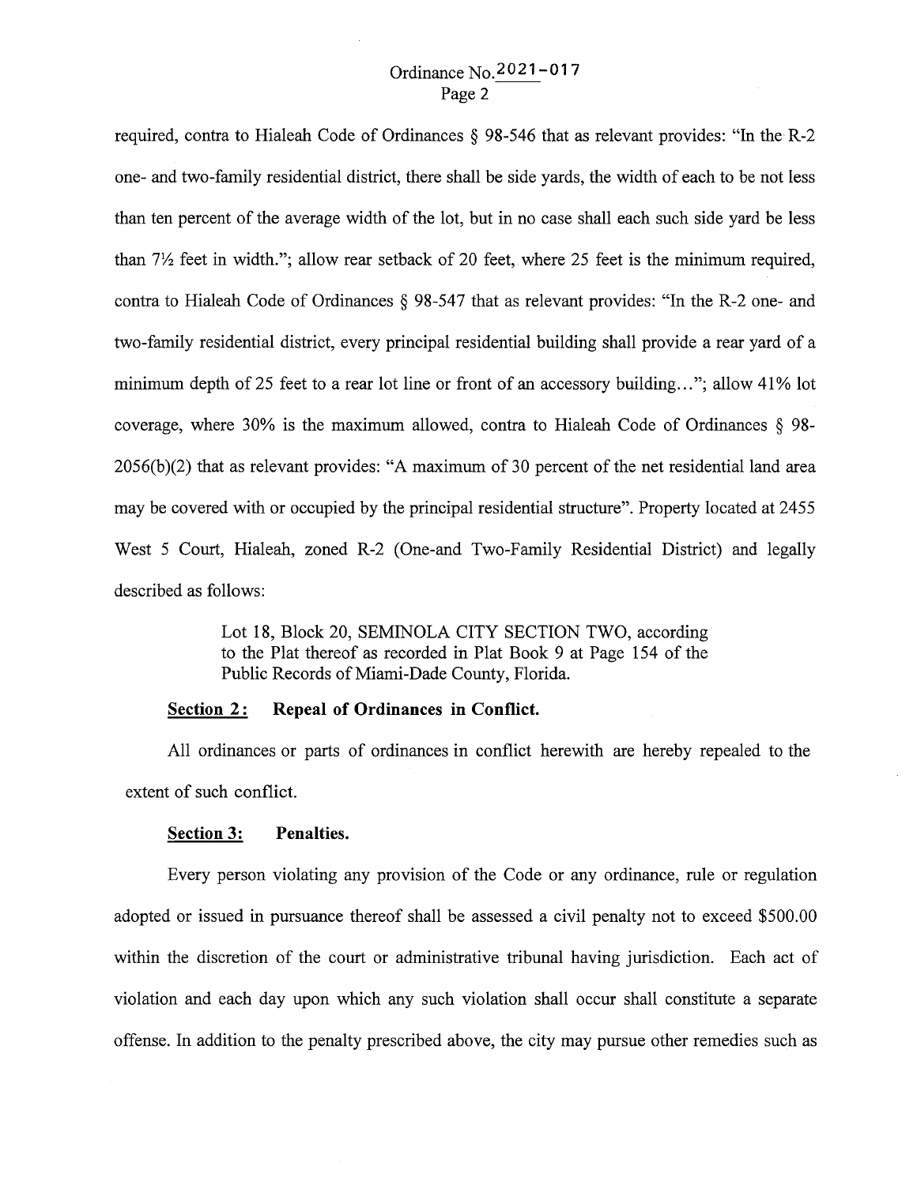required, contra to Hialeah Code of Ordinances § 98-546 that as relevant provides: "In the R-2 one- and two-family residential district, there shall be side yards, the width of each to be not less than ten percent of the average width of the lot, but in no case shall each such side yard be less than 7½ feet in width."; allow rear setback of 20 feet, where 25 feet is the minimum required, contra to Hialeah Code of Ordinances § 98-547 that as relevant provides: "In the R-2 one- and two-family residential district, every principal residential building shall provide a rear yard of a minimum depth of 25 feet to a rear lot line or front of an accessory building…"; allow 41% lot coverage, where 30% is the maximum allowed, contra to Hialeah Code of Ordinances § 98-2056(b)(2) that as relevant provides: "A maximum of 30 percent of the net residential land area may be covered with or occupied by the principal residential structure". Property located at 2455 West 5 Court, Hialeah, zoned R-2 (One-and Two-Family Residential District) and legally described as follows:

> Lot 18, Block 20, SEMINOLA CITY SECTION TWO, according to the Plat thereof as recorded in Plat Book 9 at Page 154 of the Public Records of Miami-Dade County, Florida.

**Section 2: Repeal of Ordinances in Conflict.**

All ordinances or parts of ordinances in conflict herewith are hereby repealed to the extent of such conflict.

**Section 3: Penalties.**

Every person violating any provision of the Code or any ordinance, rule or regulation adopted or issued in pursuance thereof shall be assessed a civil penalty not to exceed $500.00 within the discretion of the court or administrative tribunal having jurisdiction. Each act of violation and each day upon which any such violation shall occur shall constitute a separate offense. In addition to the penalty prescribed above, the city may pursue other remedies such as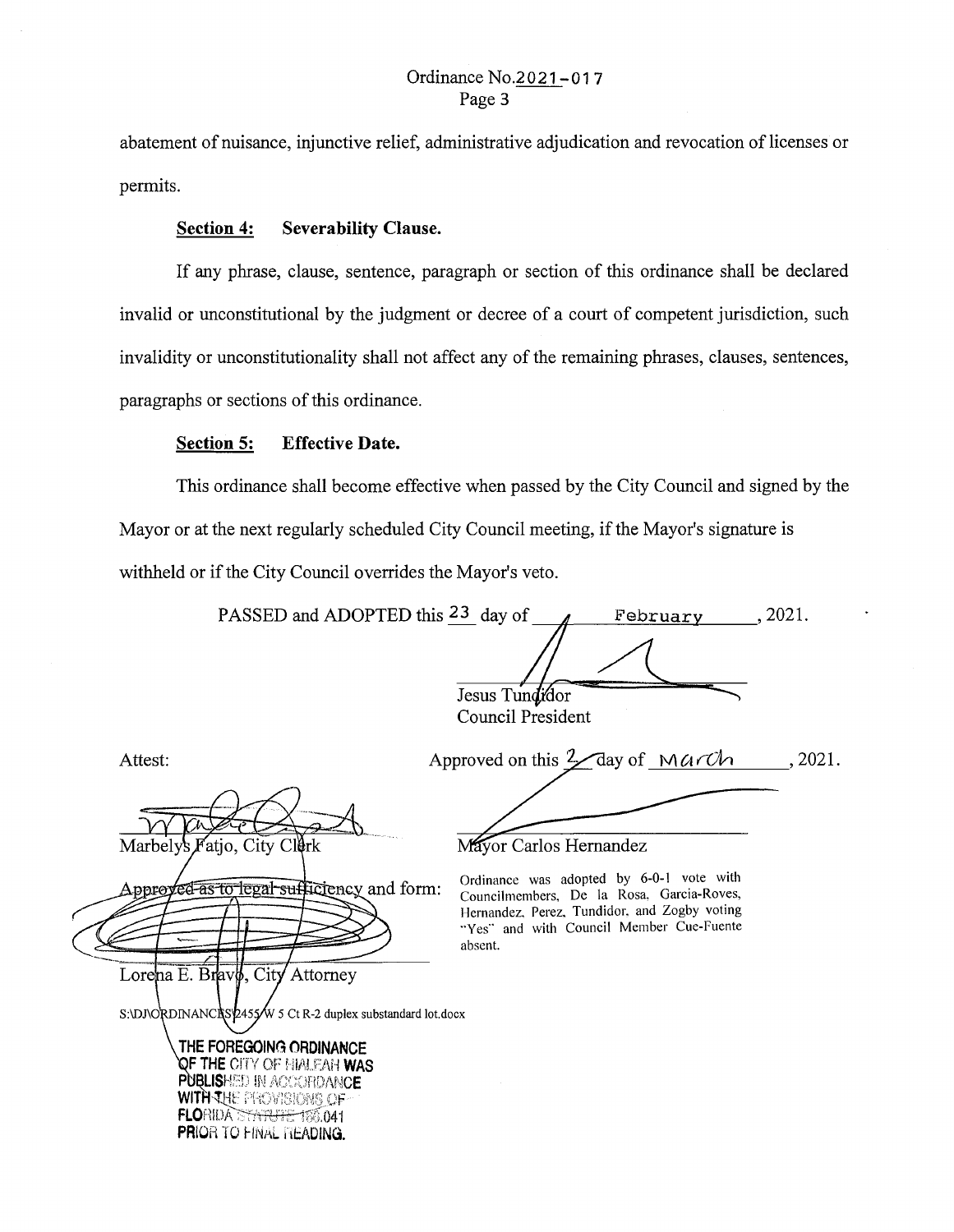abatement of nuisance, injunctive relief, administrative adjudication and revocation of licenses or permits.

**Section 4: Severability Clause.**

If any phrase, clause, sentence, paragraph or section of this ordinance shall be declared invalid or unconstitutional by the judgment or decree of a court of competent jurisdiction, such invalidity or unconstitutionality shall not affect any of the remaining phrases, clauses, sentences, paragraphs or sections of this ordinance.

**Section 5: Effective Date.**

This ordinance shall become effective when passed by the City Council and signed by the Mayor or at the next regularly scheduled City Council meeting, if the Mayor's signature is withheld or if the City Council overrides the Mayor's veto.

PASSED and ADOPTED this 23 day of February, 2021.

Jesus Tundidor
Council President

Attest:

Approved on this 2 day of March, 2021.

Marbelys Fatjo, City Clerk

Mayor Carlos Hernandez

Approved as to legal sufficiency and form:

Ordinance was adopted by 6-0-1 vote with Councilmembers, De la Rosa, Garcia-Roves, Hernandez, Perez, Tundidor, and Zogby voting "Yes" and with Council Member Cue-Fuente absent.

Lorena E. Bravo, City Attorney

S:\DJ\ORDINANCES\2455 W 5 Ct R-2 duplex substandard lot.docx

THE FOREGOING ORDINANCE OF THE CITY OF HIALEAH WAS PUBLISHED IN ACCORDANCE WITH THE PROVISIONS OF FLORIDA STATUTE 166.041 PRIOR TO FINAL READING.